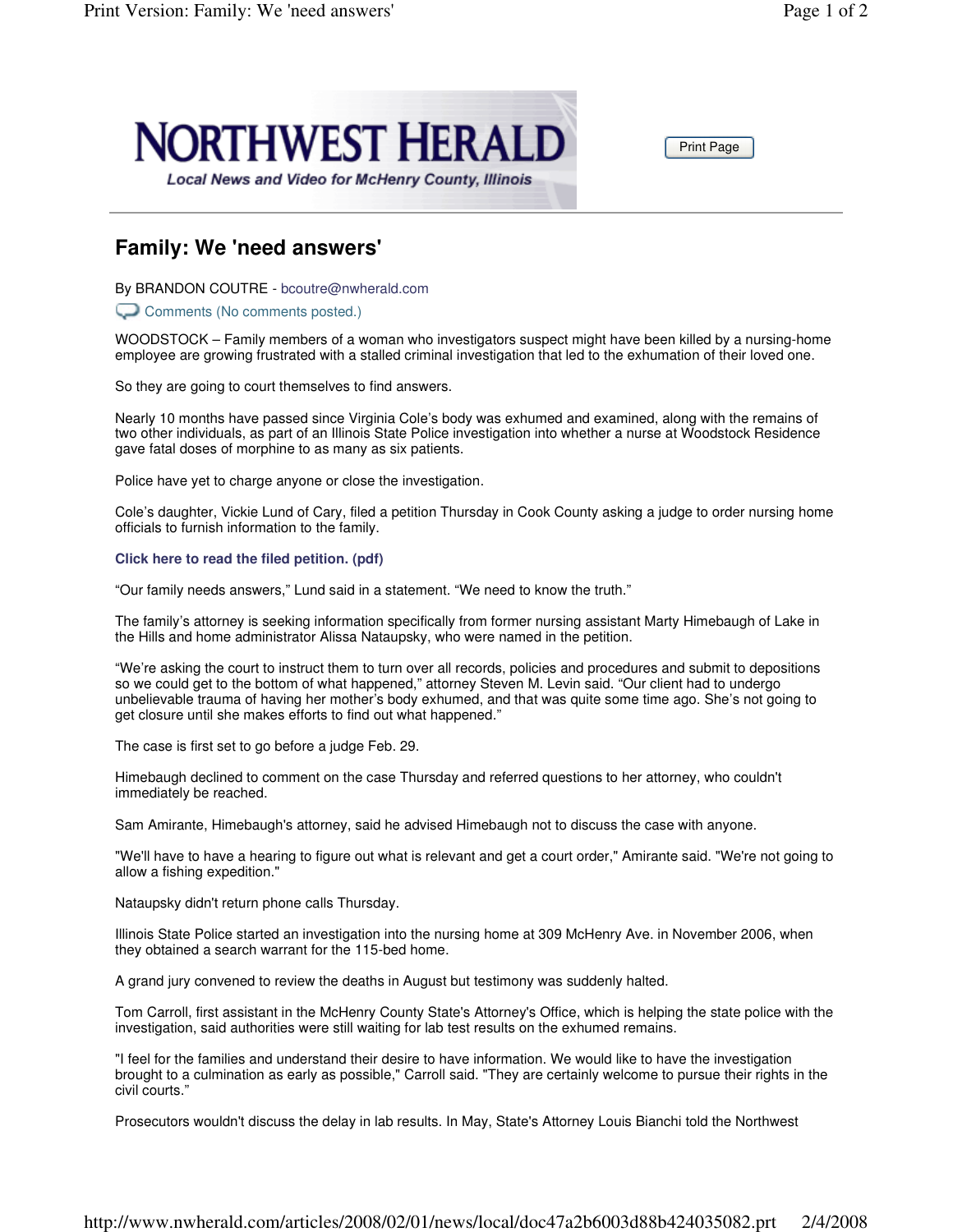NORTHWEST HERALD

*Local News and Video for McHenry County, Illinois*

# Family: We 'need answers'

By BRANDON COUTRE - bcoutre@nwherald.com

Comments (No comments posted.)

WOODSTOCK – Family members of a woman who investigators suspect might have been killed by a nursing-home employee are growing frustrated with a stalled criminal investigation that led to the exhumation of their loved one.

So they are going to court themselves to find answers.

Nearly 10 months have passed since Virginia Cole's body was exhumed and examined, along with the remains of two other individuals, as part of an Illinois State Police investigation into whether a nurse at Woodstock Residence gave fatal doses of morphine to as many as six patients.

Police have yet to charge anyone or close the investigation.

Cole's daughter, Vickie Lund of Cary, filed a petition Thursday in Cook County asking a judge to order nursing home officials to furnish information to the family.

**Click here to read the filed petition. (pdf)**

"Our family needs answers," Lund said in a statement. "We need to know the truth."

The family's attorney is seeking information specifically from former nursing assistant Marty Himebaugh of Lake in the Hills and home administrator Alissa Nataupsky, who were named in the petition.

"We're asking the court to instruct them to turn over all records, policies and procedures and submit to depositions so we could get to the bottom of what happened," attorney Steven M. Levin said. "Our client had to undergo unbelievable trauma of having her mother's body exhumed, and that was quite some time ago. She's not going to get closure until she makes efforts to find out what happened."

The case is first set to go before a judge Feb. 29.

Himebaugh declined to comment on the case Thursday and referred questions to her attorney, who couldn't immediately be reached.

Sam Amirante, Himebaugh's attorney, said he advised Himebaugh not to discuss the case with anyone.

"We'll have to have a hearing to figure out what is relevant and get a court order," Amirante said. "We're not going to allow a fishing expedition."

Nataupsky didn't return phone calls Thursday.

Illinois State Police started an investigation into the nursing home at 309 McHenry Ave. in November 2006, when they obtained a search warrant for the 115-bed home.

A grand jury convened to review the deaths in August but testimony was suddenly halted.

Tom Carroll, first assistant in the McHenry County State's Attorney's Office, which is helping the state police with the investigation, said authorities were still waiting for lab test results on the exhumed remains.

"I feel for the families and understand their desire to have information. We would like to have the investigation brought to a culmination as early as possible," Carroll said. "They are certainly welcome to pursue their rights in the civil courts."

Prosecutors wouldn't discuss the delay in lab results. In May, State's Attorney Louis Bianchi told the Northwest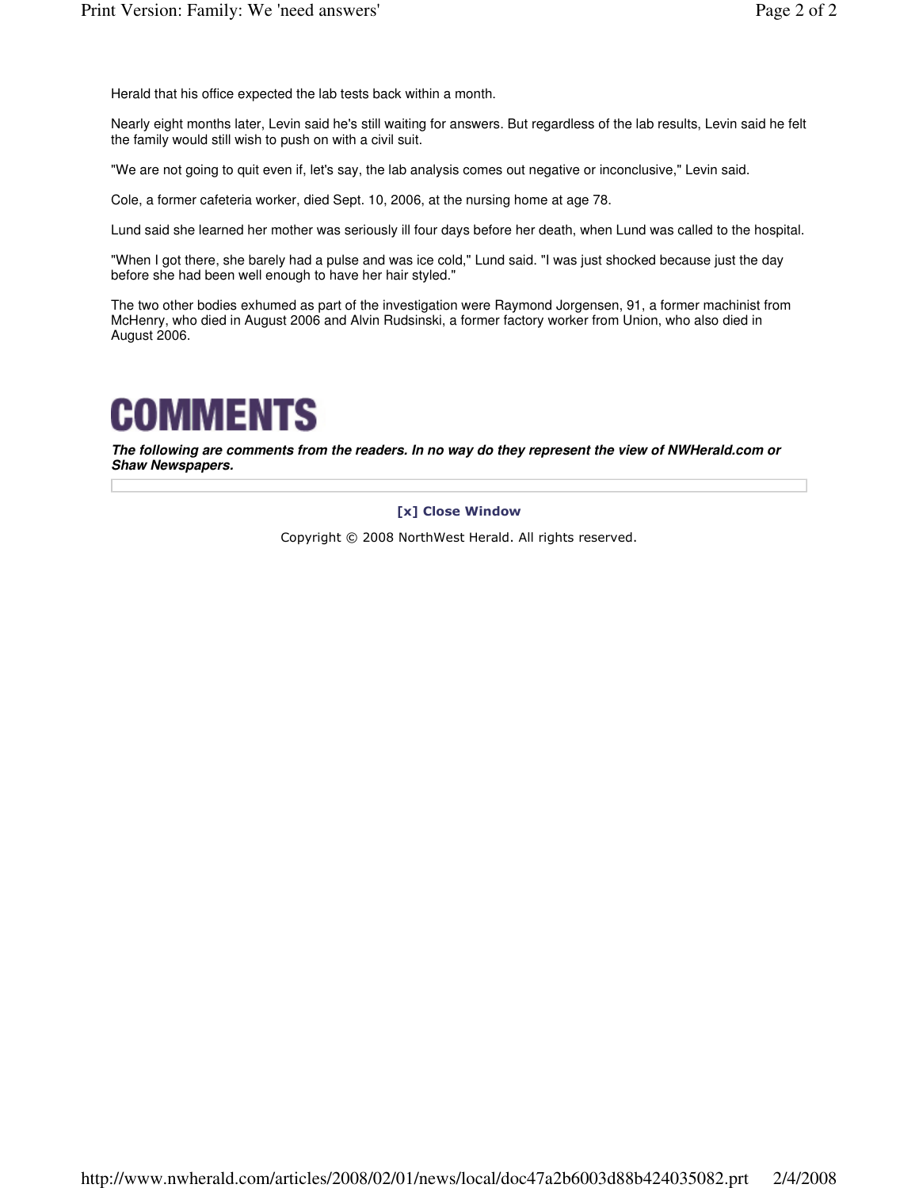Herald that his office expected the lab tests back within a month.

Nearly eight months later, Levin said he's still waiting for answers. But regardless of the lab results, Levin said he felt the family would still wish to push on with a civil suit.

"We are not going to quit even if, let's say, the lab analysis comes out negative or inconclusive," Levin said.

Cole, a former cafeteria worker, died Sept. 10, 2006, at the nursing home at age 78.

Lund said she learned her mother was seriously ill four days before her death, when Lund was called to the hospital.

"When I got there, she barely had a pulse and was ice cold," Lund said. "I was just shocked because just the day before she had been well enough to have her hair styled."

The two other bodies exhumed as part of the investigation were Raymond Jorgensen, 91, a former machinist from McHenry, who died in August 2006 and Alvin Rudsinski, a former factory worker from Union, who also died in August 2006.

# COMMENTS

***The following are comments from the readers. In no way do they represent the view of NWHerald.com or Shaw Newspapers.***

[x] Close Window

Copyright © 2008 NorthWest Herald. All rights reserved.